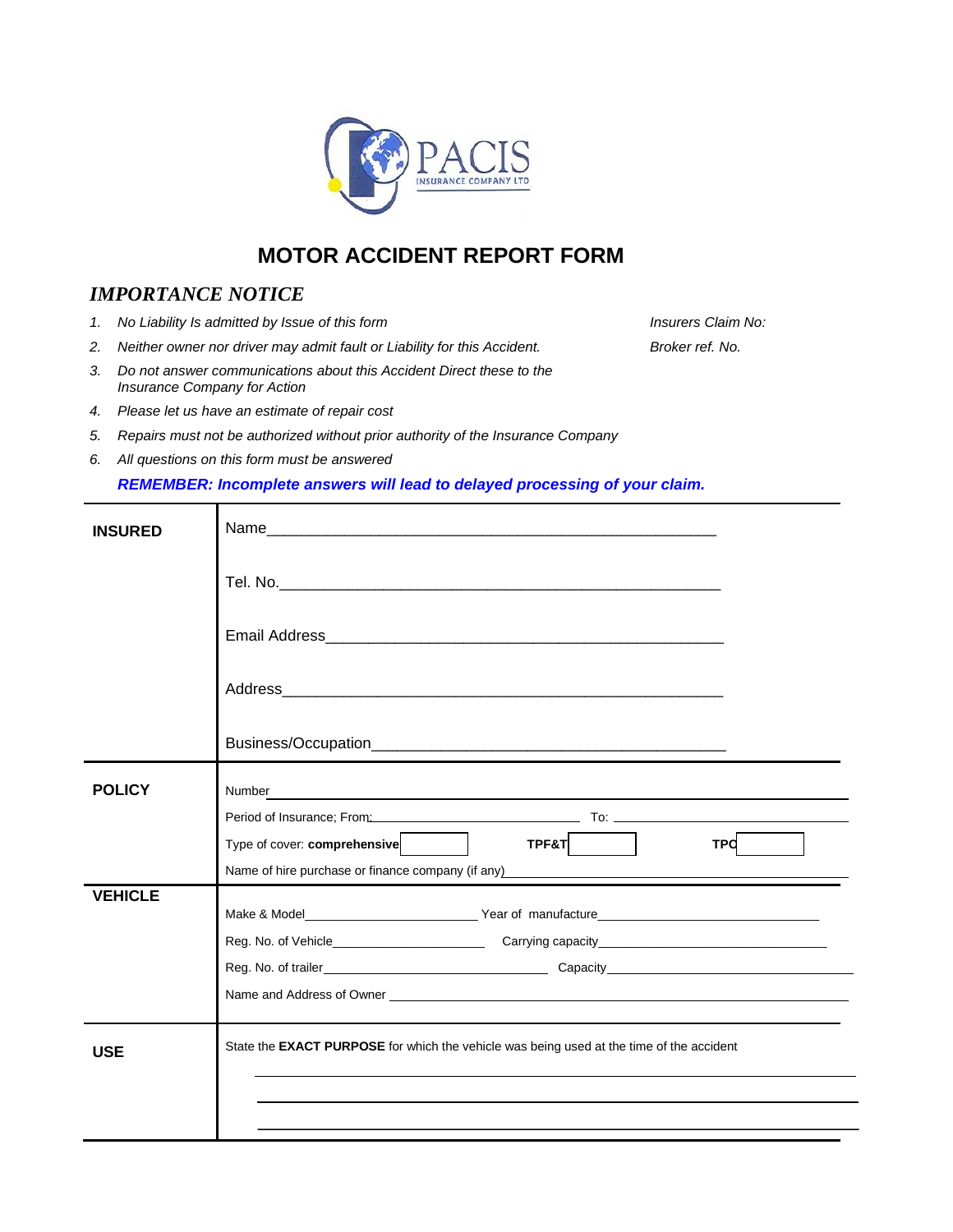PACIS
INSURANCE COMPANY LTD

# MOTOR ACCIDENT REPORT FORM

## *IMPORTANCE NOTICE*

*Insurers Claim No:*

*Broker ref. No.*

1. *No Liability Is admitted by Issue of this form*
2. *Neither owner nor driver may admit fault or Liability for this Accident.*
3. *Do not answer communications about this Accident Direct these to the Insurance Company for Action*
4. *Please let us have an estimate of repair cost*
5. *Repairs must not be authorized without prior authority of the Insurance Company*
6. *All questions on this form must be answered*

***REMEMBER: Incomplete answers will lead to delayed processing of your claim.***

| | |
|---|---|
| **INSURED** | Name_______________________________________________________ <br><br> Tel. No.____________________________________________________ <br><br> Email Address______________________________________________ <br><br> Address____________________________________________________ <br><br> Business/Occupation_________________________________________ |
| **POLICY** | Number_____________________________________________________ <br> Period of Insurance; From:__________________________ To: ______________________ <br> Type of cover: **comprehensive** [ ] **TPF&T** [ ] **TPO** [ ] <br> Name of hire purchase or finance company (if any)____________________________ |
| **VEHICLE** | Make & Model______________________ Year of manufacture___________________________ <br> Reg. No. of Vehicle____________________ Carrying capacity_____________________________ <br> Reg. No. of trailer______________________________ Capacity___________________________ <br> Name and Address of Owner ____________________________________________________ |
| **USE** | State the **EXACT PURPOSE** for which the vehicle was being used at the time of the accident <br> ______________________________________________________________ <br> ______________________________________________________________ <br> ______________________________________________________________ |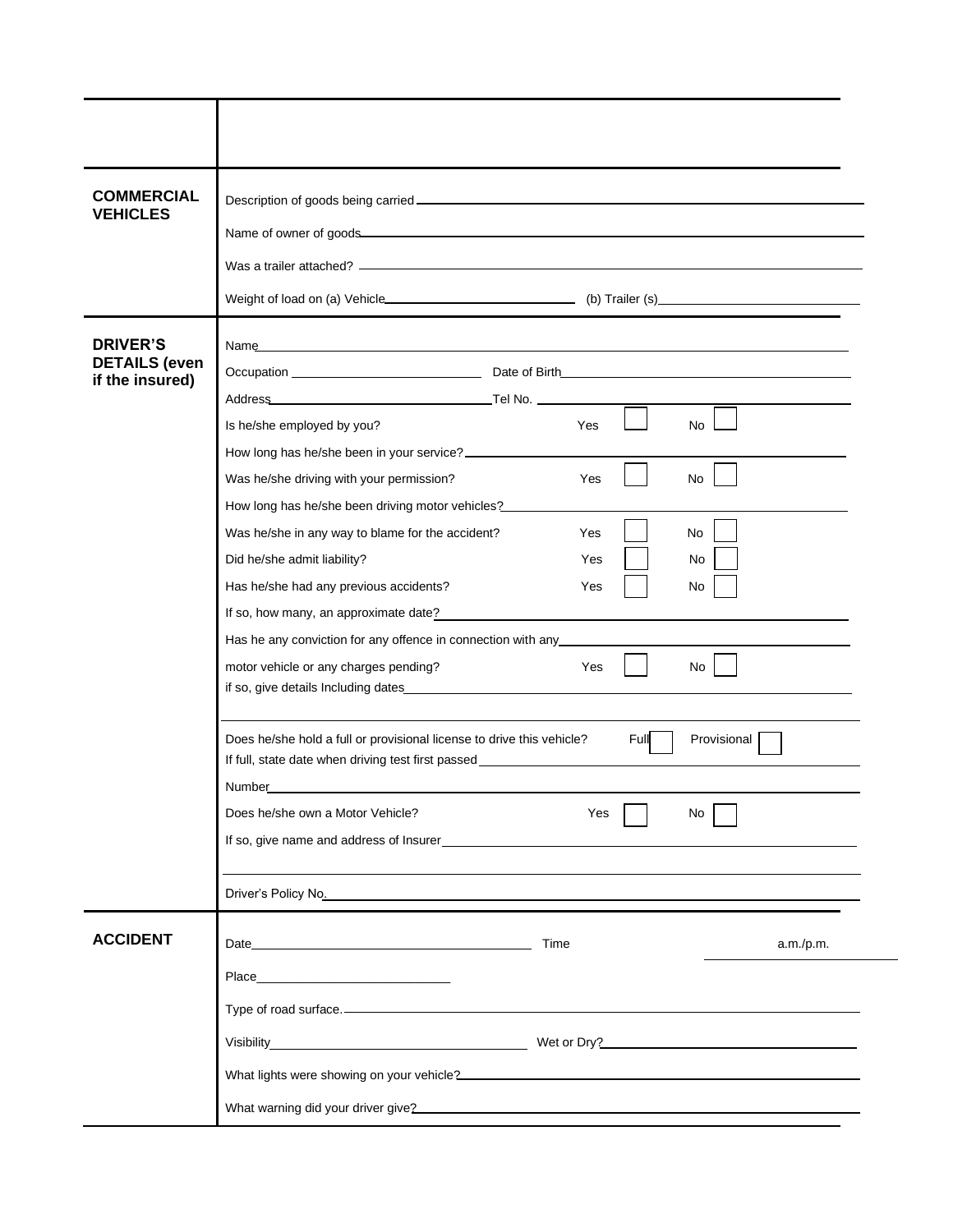## COMMERCIAL VEHICLES

Description of goods being carried ____________________

Name of owner of goods ____________________

Was a trailer attached? ____________________

Weight of load on (a) Vehicle ____________________ (b) Trailer (s) ____________________

## DRIVER'S DETAILS (even if the insured)

Name ____________________

Occupation ____________________ Date of Birth ____________________

Address ____________________ Tel No. ____________________

Is he/she employed by you? Yes ☐ No ☐

How long has he/she been in your service? ____________________

Was he/she driving with your permission? Yes ☐ No ☐

How long has he/she been driving motor vehicles? ____________________

Was he/she in any way to blame for the accident? Yes ☐ No ☐

Did he/she admit liability? Yes ☐ No ☐

Has he/she had any previous accidents? Yes ☐ No ☐

If so, how many, an approximate date? ____________________

Has he any conviction for any offence in connection with any ____________________

motor vehicle or any charges pending? Yes ☐ No ☐

if so, give details Including dates ____________________

____________________

Does he/she hold a full or provisional license to drive this vehicle? Full ☐ Provisional ☐

If full, state date when driving test first passed ____________________

Number ____________________

Does he/she own a Motor Vehicle? Yes ☐ No ☐

If so, give name and address of Insurer ____________________

____________________

Driver's Policy No. ____________________

## ACCIDENT

Date ____________________ Time ____________________ a.m./p.m.

Place ____________________

Type of road surface. ____________________

Visibility ____________________ Wet or Dry? ____________________

What lights were showing on your vehicle? ____________________

What warning did your driver give? ____________________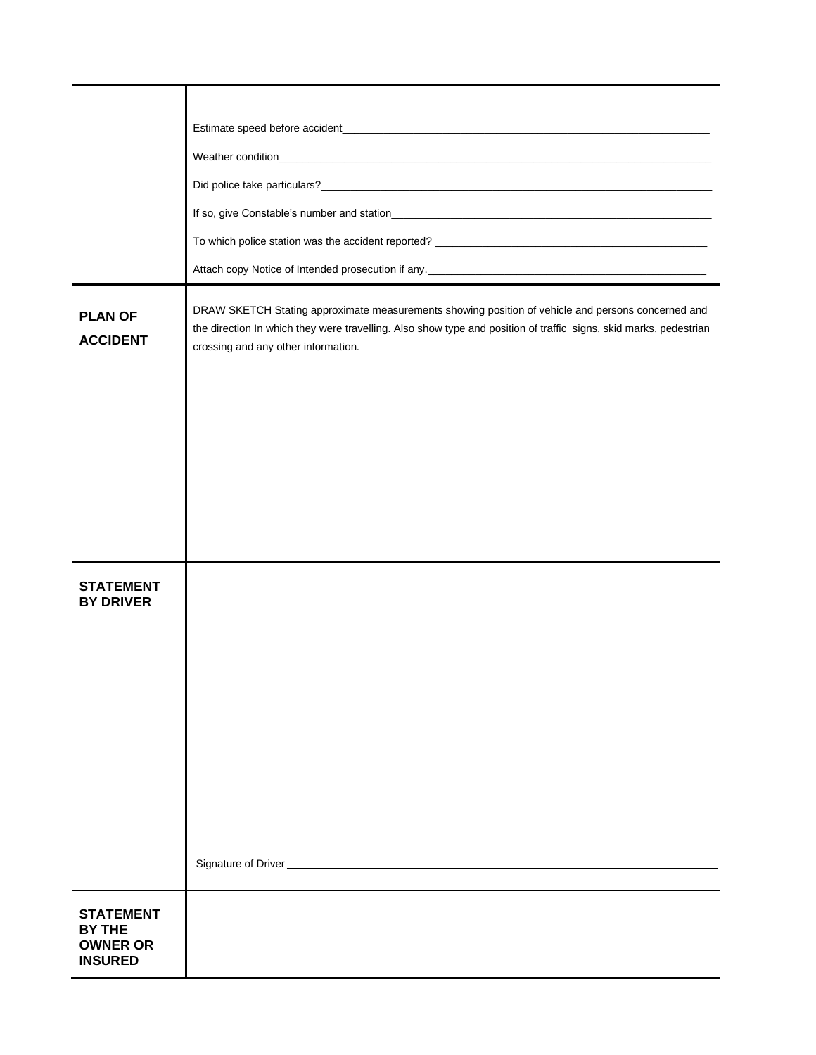| | |
|---|---|
| | Estimate speed before accident\_\_\_\_\_\_\_\_\_\_\_\_\_\_\_\_\_\_\_\_\_\_\_\_\_\_\_\_\_\_\_\_ |
| | Weather condition\_\_\_\_\_\_\_\_\_\_\_\_\_\_\_\_\_\_\_\_\_\_\_\_\_\_\_\_\_\_\_\_\_\_\_\_ |
| | Did police take particulars?\_\_\_\_\_\_\_\_\_\_\_\_\_\_\_\_\_\_\_\_\_\_\_\_\_\_\_\_\_\_\_\_ |
| | If so, give Constable's number and station\_\_\_\_\_\_\_\_\_\_\_\_\_\_\_\_\_\_\_\_\_\_\_\_ |
| | To which police station was the accident reported? \_\_\_\_\_\_\_\_\_\_\_\_\_\_\_\_\_\_\_\_ |
| | Attach copy Notice of Intended prosecution if any.\_\_\_\_\_\_\_\_\_\_\_\_\_\_\_\_\_\_\_\_ |
| **PLAN OF ACCIDENT** | DRAW SKETCH Stating approximate measurements showing position of vehicle and persons concerned and the direction In which they were travelling. Also show type and position of traffic signs, skid marks, pedestrian crossing and any other information. |
| **STATEMENT BY DRIVER** | Signature of Driver \_\_\_\_\_\_\_\_\_\_\_\_\_\_\_\_\_\_\_\_\_\_\_\_\_\_\_\_\_\_\_\_\_\_\_\_ |
| **STATEMENT BY THE OWNER OR INSURED** | |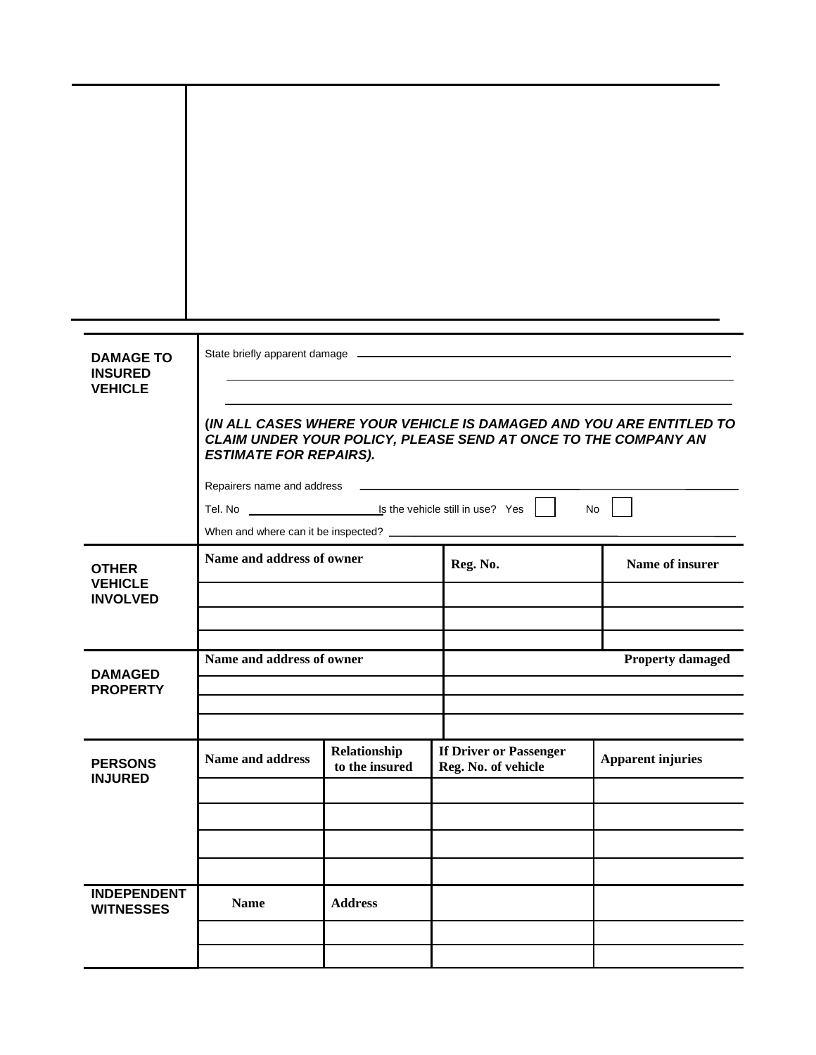| | |
|---|---|
| **DAMAGE TO INSURED VEHICLE** | State briefly apparent damage ______________________________ |

**(*IN ALL CASES WHERE YOUR VEHICLE IS DAMAGED AND YOU ARE ENTITLED TO CLAIM UNDER YOUR POLICY, PLEASE SEND AT ONCE TO THE COMPANY AN ESTIMATE FOR REPAIRS).***

Repairers name and address ______________________________

Tel. No ____________________ Is the vehicle still in use? Yes ☐ No ☐

When and where can it be inspected? ______________________________

**OTHER VEHICLE INVOLVED**

| Name and address of owner | Reg. No. | Name of insurer |
|---|---|---|
| | | |
| | | |
| | | |

**DAMAGED PROPERTY**

| Name and address of owner | Property damaged |
|---|---|
| | |
| | |
| | |

**PERSONS INJURED**

| Name and address | Relationship to the insured | If Driver or Passenger Reg. No. of vehicle | Apparent injuries |
|---|---|---|---|
| | | | |
| | | | |
| | | | |
| | | | |

**INDEPENDENT WITNESSES**

| Name | Address | | |
|---|---|---|---|
| | | | |
| | | | |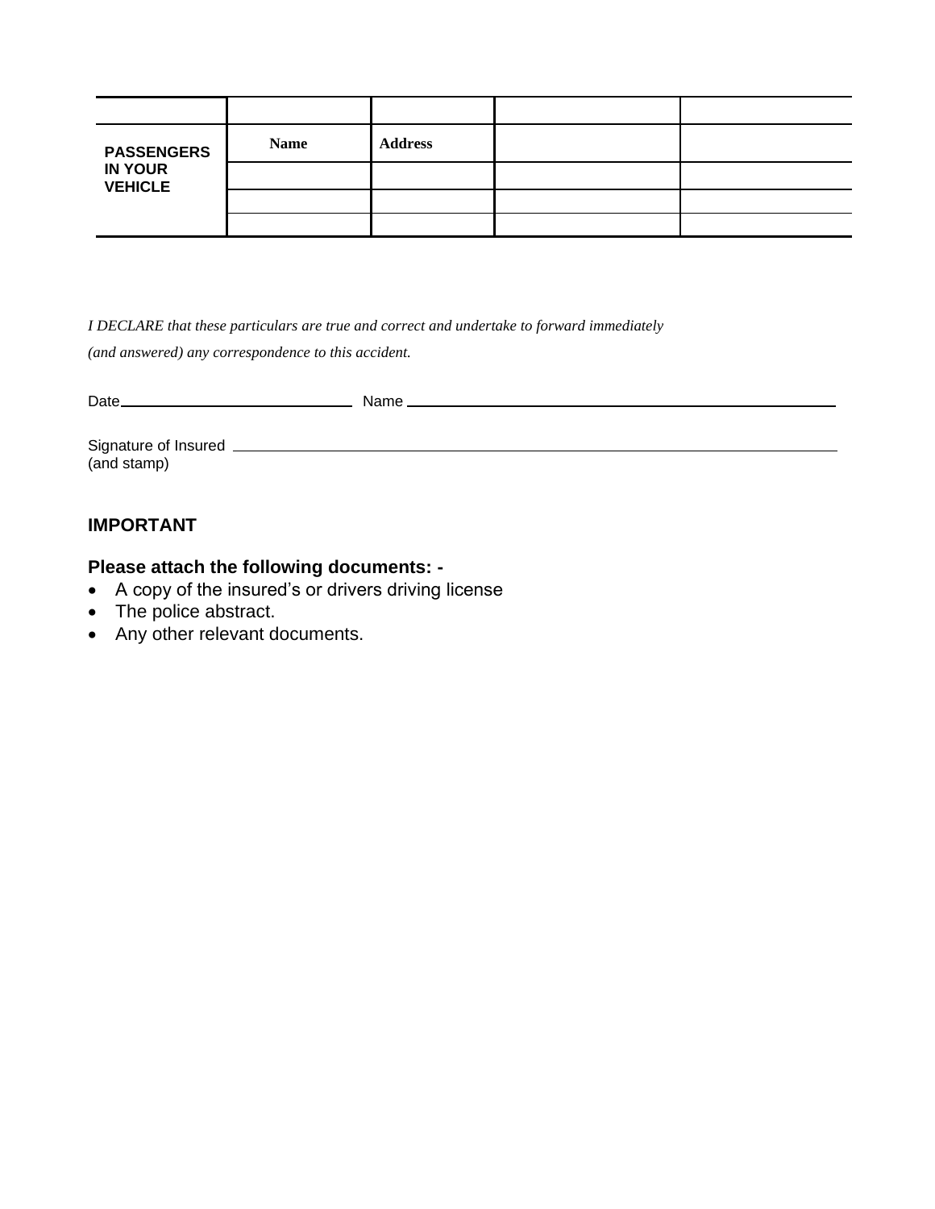| | | | | |
|---|---|---|---|---|
| | | | | |
| **PASSENGERS IN YOUR VEHICLE** | **Name** | **Address** | | |
| | | | | |
| | | | | |
| | | | | |

*I DECLARE that these particulars are true and correct and undertake to forward immediately (and answered) any correspondence to this accident.*

Date_____________________________ Name ______________________________________________________

Signature of Insured ________________________________________________________________
(and stamp)

### IMPORTANT

### Please attach the following documents: -

- A copy of the insured's or drivers driving license
- The police abstract.
- Any other relevant documents.